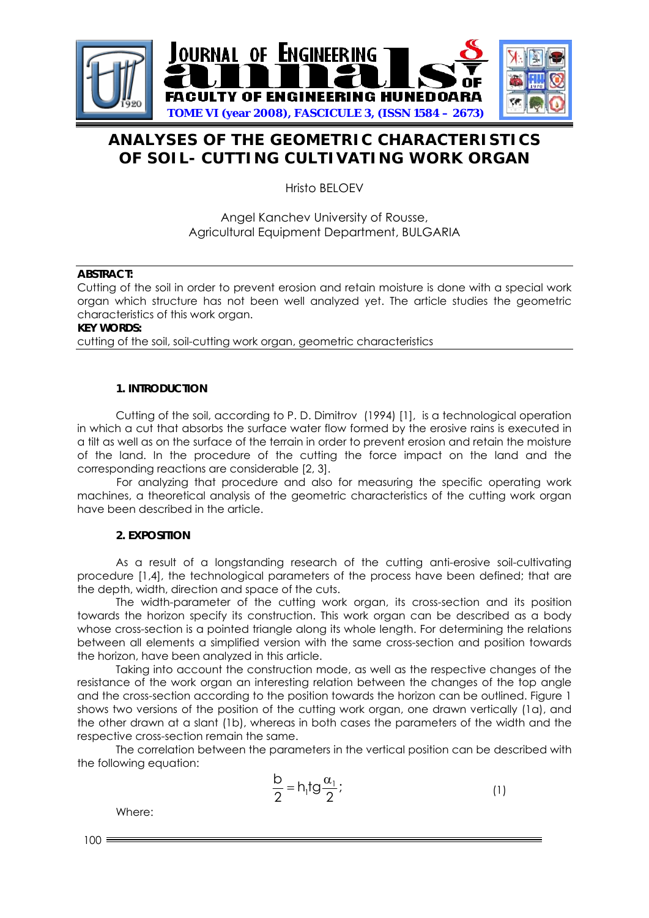# ANALYSES OF THE GEOMETRIC CHARACTERISTICS OF SOIL- CUTTING CULTIVATING WORK ORGAN

Hristo BELOEV

Angel Kanchev University of Rousse,
Agricultural Equipment Department, BULGARIA

**ABSTRACT:**
Cutting of the soil in order to prevent erosion and retain moisture is done with a special work organ which structure has not been well analyzed yet. The article studies the geometric characteristics of this work organ.

**KEY WORDS:**
cutting of the soil, soil-cutting work organ, geometric characteristics

## 1. INTRODUCTION

Cutting of the soil, according to P. D. Dimitrov (1994) [1], is a technological operation in which a cut that absorbs the surface water flow formed by the erosive rains is executed in a tilt as well as on the surface of the terrain in order to prevent erosion and retain the moisture of the land. In the procedure of the cutting the force impact on the land and the corresponding reactions are considerable [2, 3].

For analyzing that procedure and also for measuring the specific operating work machines, a theoretical analysis of the geometric characteristics of the cutting work organ have been described in the article.

## 2. EXPOSITION

As a result of a longstanding research of the cutting anti-erosive soil-cultivating procedure [1,4], the technological parameters of the process have been defined; that are the depth, width, direction and space of the cuts.

The width-parameter of the cutting work organ, its cross-section and its position towards the horizon specify its construction. This work organ can be described as a body whose cross-section is a pointed triangle along its whole length. For determining the relations between all elements a simplified version with the same cross-section and position towards the horizon, have been analyzed in this article.

Taking into account the construction mode, as well as the respective changes of the resistance of the work organ an interesting relation between the changes of the top angle and the cross-section according to the position towards the horizon can be outlined. Figure 1 shows two versions of the position of the cutting work organ, one drawn vertically (1a), and the other drawn at a slant (1b), whereas in both cases the parameters of the width and the respective cross-section remain the same.

The correlation between the parameters in the vertical position can be described with the following equation:

$$\frac{b}{2} = h_1 tg\frac{\alpha_1}{2}; \qquad (1)$$

Where: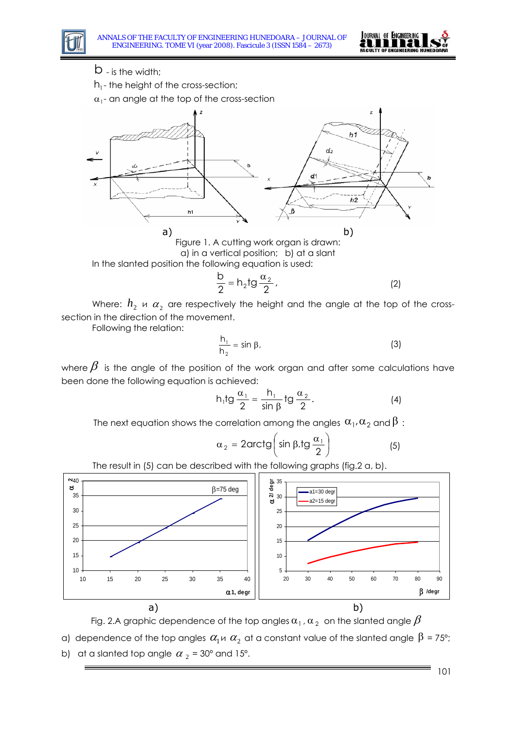$b$ - is the width;

$h_1$ - the height of the cross-section;

$\alpha_1$ - an angle at the top of the cross-section

Figure 1. A cutting work organ is drawn:
a) in a vertical position; b) at a slant

In the slanted position the following equation is used:

$$\frac{b}{2} = h_2 tg\frac{\alpha_2}{2}, \qquad (2)$$

Where: $h_2$ и $\alpha_2$ are respectively the height and the angle at the top of the cross-section in the direction of the movement.

Following the relation:

$$\frac{h_1}{h_2} = \sin\beta, \qquad (3)$$

where $\beta$ is the angle of the position of the work organ and after some calculations have been done the following equation is achieved:

$$h_1 tg\frac{\alpha_1}{2} = \frac{h_1}{\sin\beta} tg\frac{\alpha_2}{2}. \qquad (4)$$

The next equation shows the correlation among the angles $\alpha_1, \alpha_2$ and $\beta$ :

$$\alpha_2 = 2arctg\left(\sin\beta . tg\frac{\alpha_1}{2}\right) \qquad (5)$$

The result in (5) can be described with the following graphs (fig.2 a, b).

Fig. 2.A graphic dependence of the top angles $\alpha_1, \alpha_2$ on the slanted angle $\beta$

a) dependence of the top angles $\alpha_1$ и $\alpha_2$ at a constant value of the slanted angle $\beta$ = 75°;

b) at a slanted top angle $\alpha_2$ = 30° and 15°.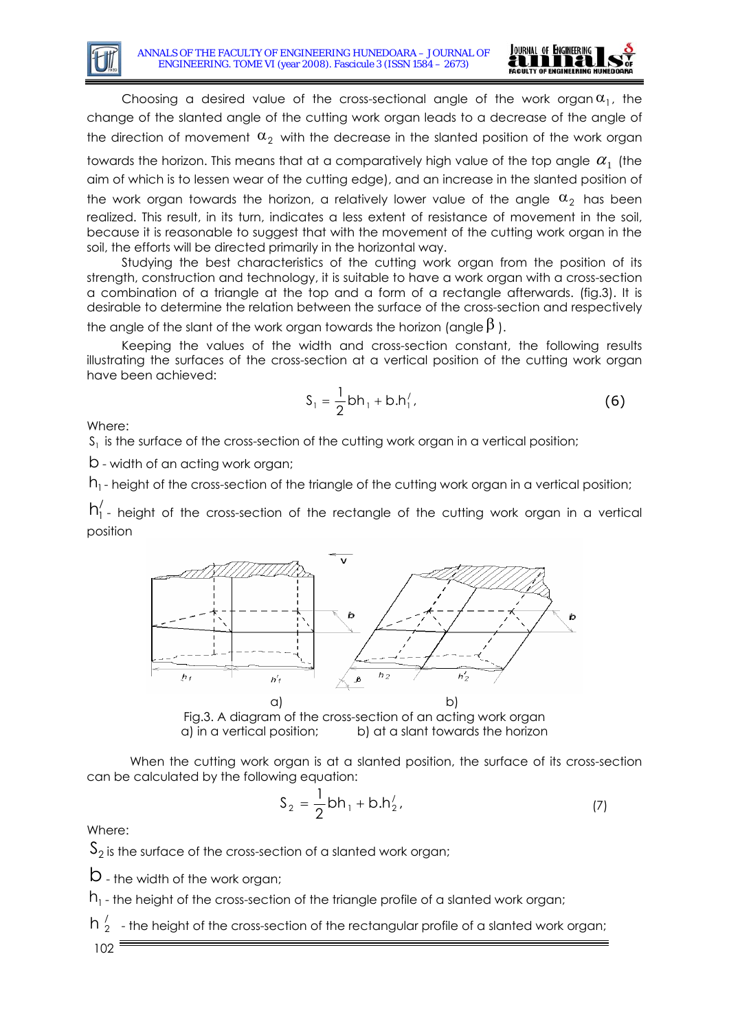Choosing a desired value of the cross-sectional angle of the work organ $\alpha_1$, the change of the slanted angle of the cutting work organ leads to a decrease of the angle of the direction of movement $\alpha_2$ with the decrease in the slanted position of the work organ towards the horizon. This means that at a comparatively high value of the top angle $\alpha_1$ (the aim of which is to lessen wear of the cutting edge), and an increase in the slanted position of the work organ towards the horizon, a relatively lower value of the angle $\alpha_2$ has been realized. This result, in its turn, indicates a less extent of resistance of movement in the soil, because it is reasonable to suggest that with the movement of the cutting work organ in the soil, the efforts will be directed primarily in the horizontal way.

Studying the best characteristics of the cutting work organ from the position of its strength, construction and technology, it is suitable to have a work organ with a cross-section a combination of a triangle at the top and a form of a rectangle afterwards. (fig.3). It is desirable to determine the relation between the surface of the cross-section and respectively the angle of the slant of the work organ towards the horizon (angle $\beta$ ).

Keeping the values of the width and cross-section constant, the following results illustrating the surfaces of the cross-section at a vertical position of the cutting work organ have been achieved:

$$S_1 = \frac{1}{2}bh_1 + b.h_1^{/}, \tag{6}$$

Where:

$S_1$ is the surface of the cross-section of the cutting work organ in a vertical position;

$b$ - width of an acting work organ;

$h_1$ - height of the cross-section of the triangle of the cutting work organ in a vertical position;

$h_1^{/}$ - height of the cross-section of the rectangle of the cutting work organ in a vertical position

Fig.3. A diagram of the cross-section of an acting work organ
a) in a vertical position; b) at a slant towards the horizon

When the cutting work organ is at a slanted position, the surface of its cross-section can be calculated by the following equation:

$$S_2 = \frac{1}{2}bh_1 + b.h_2^{/}, \tag{7}$$

Where:

$S_2$ is the surface of the cross-section of a slanted work organ;

$b$ - the width of the work organ;

$h_1$ - the height of the cross-section of the triangle profile of a slanted work organ;

$h_2^{/}$ - the height of the cross-section of the rectangular profile of a slanted work organ;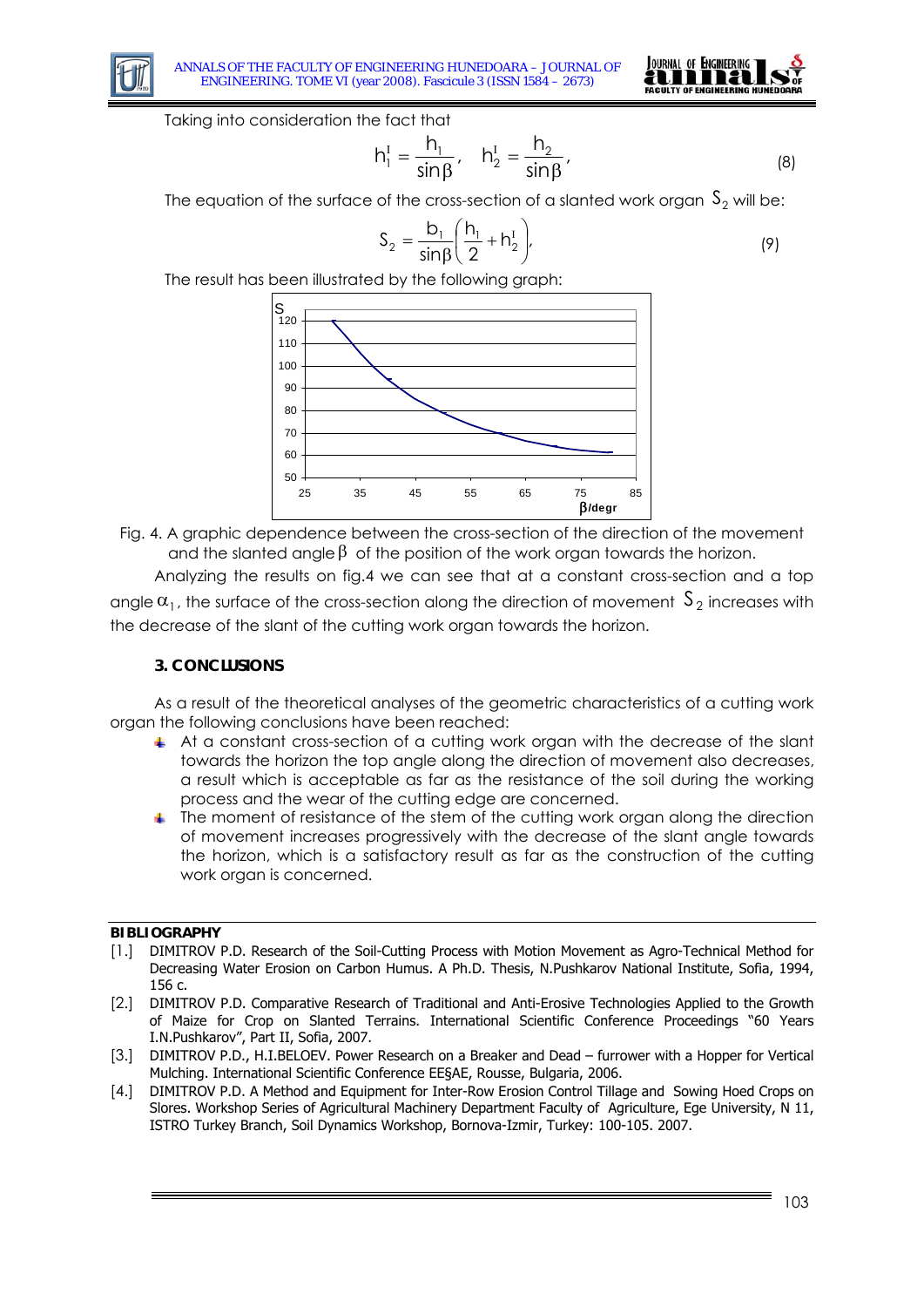Taking into consideration the fact that

$$h_1^I = \frac{h_1}{\sin\beta}, \quad h_2^I = \frac{h_2}{\sin\beta}, \tag{8}$$

The equation of the surface of the cross-section of a slanted work organ $S_2$ will be:

$$S_2 = \frac{b_1}{\sin\beta}\left(\frac{h_1}{2} + h_2^I\right), \tag{9}$$

The result has been illustrated by the following graph:

S
120
110
100
90
80
70
60
50
25 35 45 55 65 75 85
β/degr

Fig. 4. A graphic dependence between the cross-section of the direction of the movement and the slanted angle $\beta$ of the position of the work organ towards the horizon.

Analyzing the results on fig.4 we can see that at a constant cross-section and a top angle $\alpha_1$, the surface of the cross-section along the direction of movement $S_2$ increases with the decrease of the slant of the cutting work organ towards the horizon.

## 3. CONCLUSIONS

As a result of the theoretical analyses of the geometric characteristics of a cutting work organ the following conclusions have been reached:

- At a constant cross-section of a cutting work organ with the decrease of the slant towards the horizon the top angle along the direction of movement also decreases, a result which is acceptable as far as the resistance of the soil during the working process and the wear of the cutting edge are concerned.
- The moment of resistance of the stem of the cutting work organ along the direction of movement increases progressively with the decrease of the slant angle towards the horizon, which is a satisfactory result as far as the construction of the cutting work organ is concerned.

## BIBLIOGRAPHY

[1.] DIMITROV P.D. Research of the Soil-Cutting Process with Motion Movement as Agro-Technical Method for Decreasing Water Erosion on Carbon Humus. A Ph.D. Thesis, N.Pushkarov National Institute, Sofia, 1994, 156 c.

[2.] DIMITROV P.D. Comparative Research of Traditional and Anti-Erosive Technologies Applied to the Growth of Maize for Crop on Slanted Terrains. International Scientific Conference Proceedings "60 Years I.N.Pushkarov", Part II, Sofia, 2007.

[3.] DIMITROV P.D., H.I.BELOEV. Power Research on a Breaker and Dead – furrower with a Hopper for Vertical Mulching. International Scientific Conference EE§AE, Rousse, Bulgaria, 2006.

[4.] DIMITROV P.D. A Method and Equipment for Inter-Row Erosion Control Tillage and Sowing Hoed Crops on Slores. Workshop Series of Agricultural Machinery Department Faculty of Agriculture, Ege University, N 11, ISTRO Turkey Branch, Soil Dynamics Workshop, Bornova-Izmir, Turkey: 100-105. 2007.